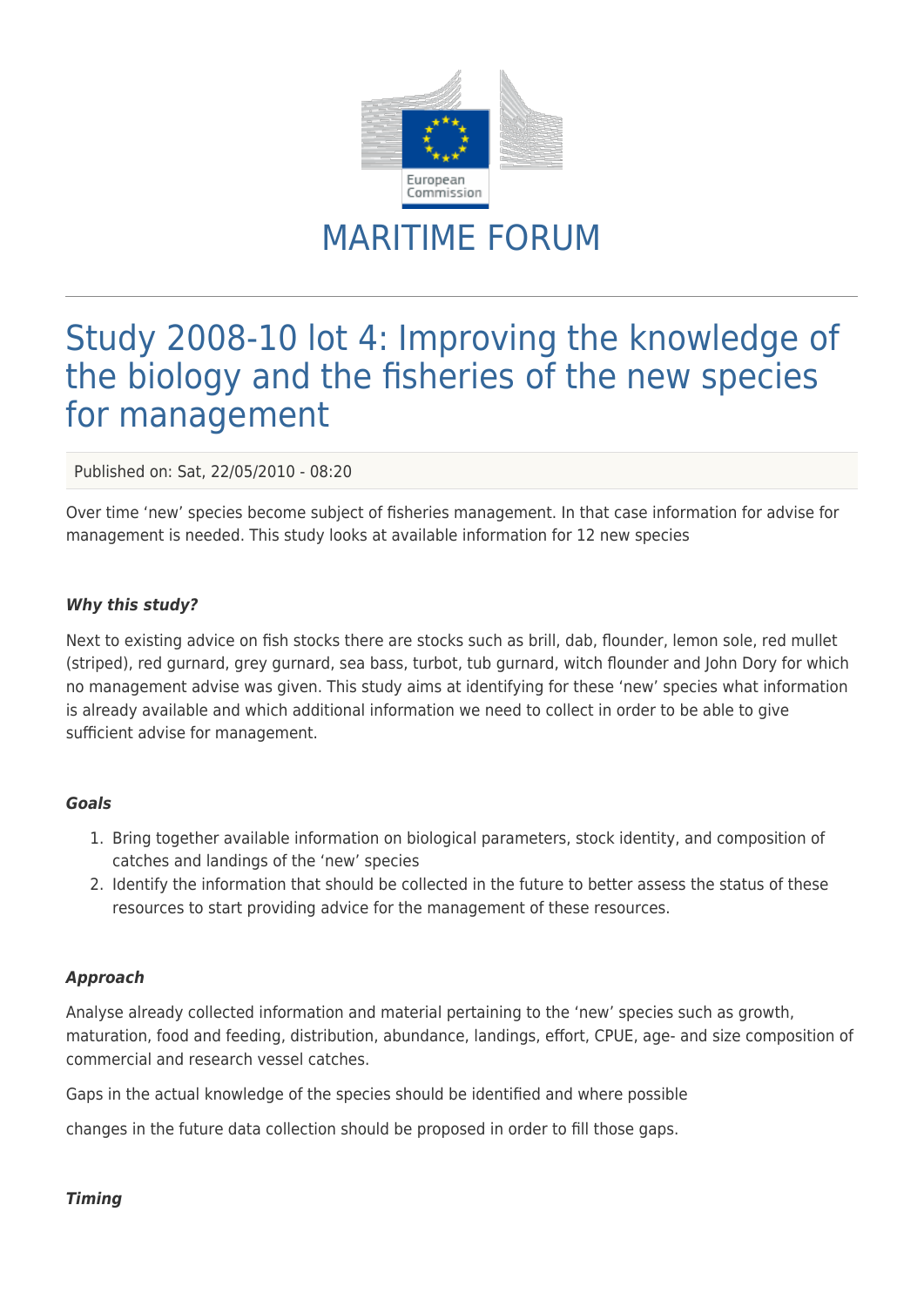# MARITIME FORUM

## Study 2008-10 lot 4: Improving the knowledge of the biology and the fisheries of the new species for management

Published on: Sat, 22/05/2010 - 08:20

Over time 'new' species become subject of fisheries management. In that case information for advise for management is needed. This study looks at available information for 12 new species

#### *Why this study?*

Next to existing advice on fish stocks there are stocks such as brill, dab, flounder, lemon sole, red mullet (striped), red gurnard, grey gurnard, sea bass, turbot, tub gurnard, witch flounder and John Dory for which no management advise was given. This study aims at identifying for these 'new' species what information is already available and which additional information we need to collect in order to be able to give sufficient advise for management.

#### *Goals*

1. Bring together available information on biological parameters, stock identity, and composition of catches and landings of the 'new' species
2. Identify the information that should be collected in the future to better assess the status of these resources to start providing advice for the management of these resources.

#### *Approach*

Analyse already collected information and material pertaining to the 'new' species such as growth, maturation, food and feeding, distribution, abundance, landings, effort, CPUE, age- and size composition of commercial and research vessel catches.

Gaps in the actual knowledge of the species should be identified and where possible

changes in the future data collection should be proposed in order to fill those gaps.

#### *Timing*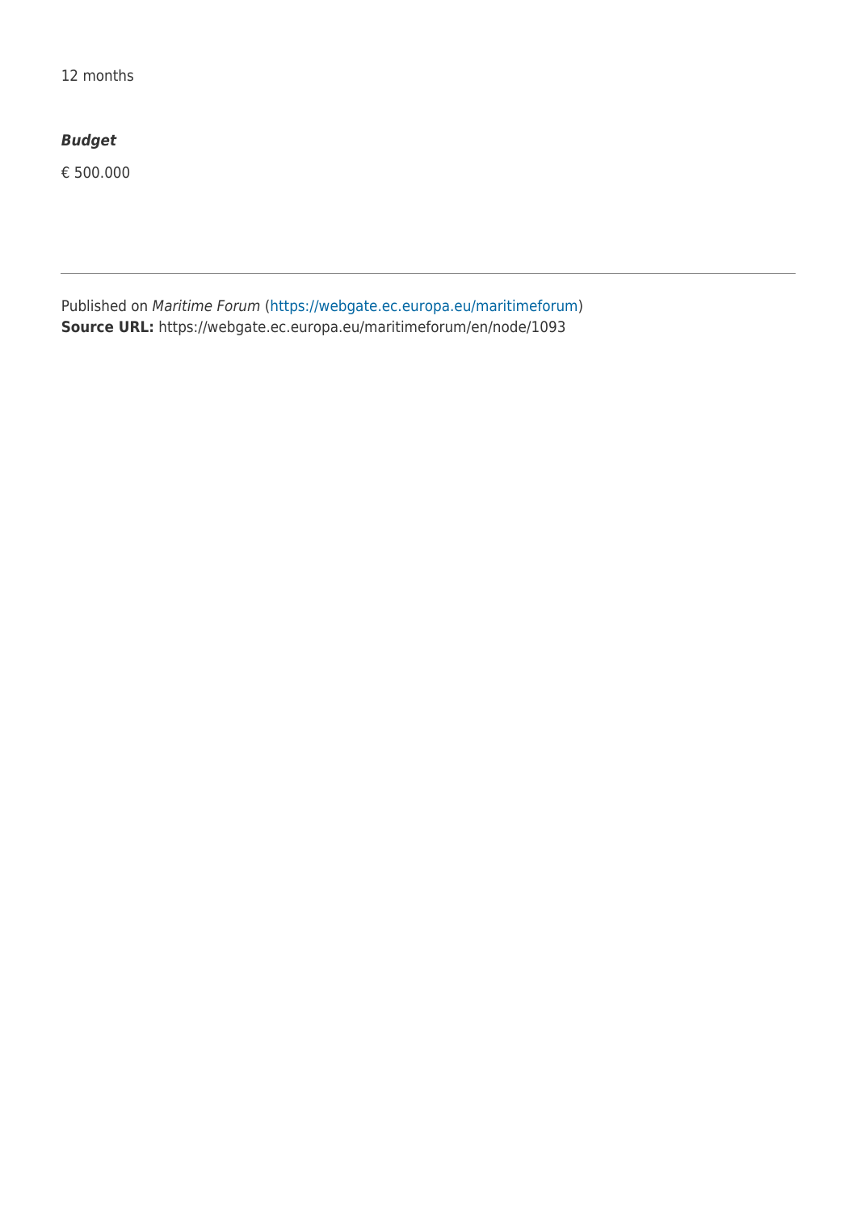12 months

***Budget***

€ 500.000

---

Published on *Maritime Forum* (https://webgate.ec.europa.eu/maritimeforum)
**Source URL:** https://webgate.ec.europa.eu/maritimeforum/en/node/1093